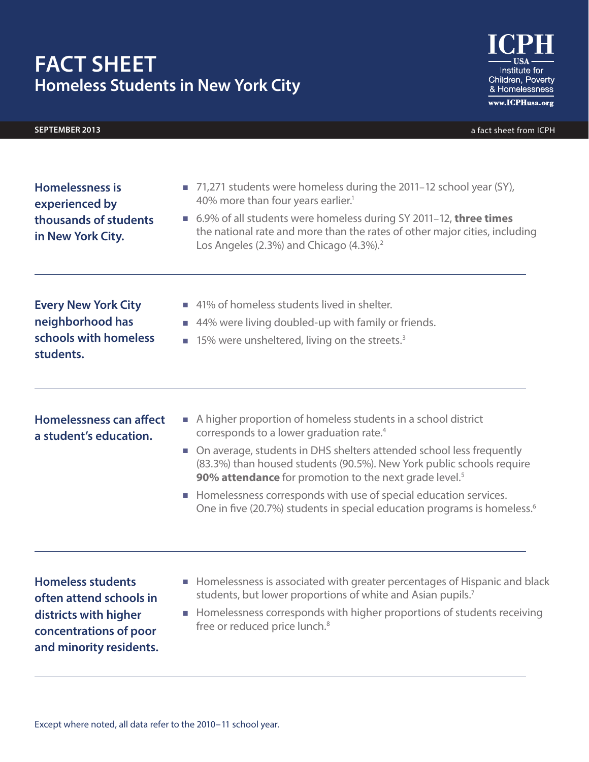# FACT SHEET

## Homeless Students in New York City

ICPH USA Institute for Children, Poverty & Homelessness
www.ICPHusa.org

**SEPTEMBER 2013**

a fact sheet from ICPH

### Homelessness is experienced by thousands of students in New York City.

- 71,271 students were homeless during the 2011–12 school year (SY), 40% more than four years earlier.[1]
- 6.9% of all students were homeless during SY 2011–12, **three times** the national rate and more than the rates of other major cities, including Los Angeles (2.3%) and Chicago (4.3%).[2]

### Every New York City neighborhood has schools with homeless students.

- 41% of homeless students lived in shelter.
- 44% were living doubled-up with family or friends.
- 15% were unsheltered, living on the streets.[3]

### Homelessness can affect a student's education.

- A higher proportion of homeless students in a school district corresponds to a lower graduation rate.[4]
- On average, students in DHS shelters attended school less frequently (83.3%) than housed students (90.5%). New York public schools require **90% attendance** for promotion to the next grade level.[5]
- Homelessness corresponds with use of special education services. One in five (20.7%) students in special education programs is homeless.[6]

### Homeless students often attend schools in districts with higher concentrations of poor and minority residents.

- Homelessness is associated with greater percentages of Hispanic and black students, but lower proportions of white and Asian pupils.[7]
- Homelessness corresponds with higher proportions of students receiving free or reduced price lunch.[8]

Except where noted, all data refer to the 2010–11 school year.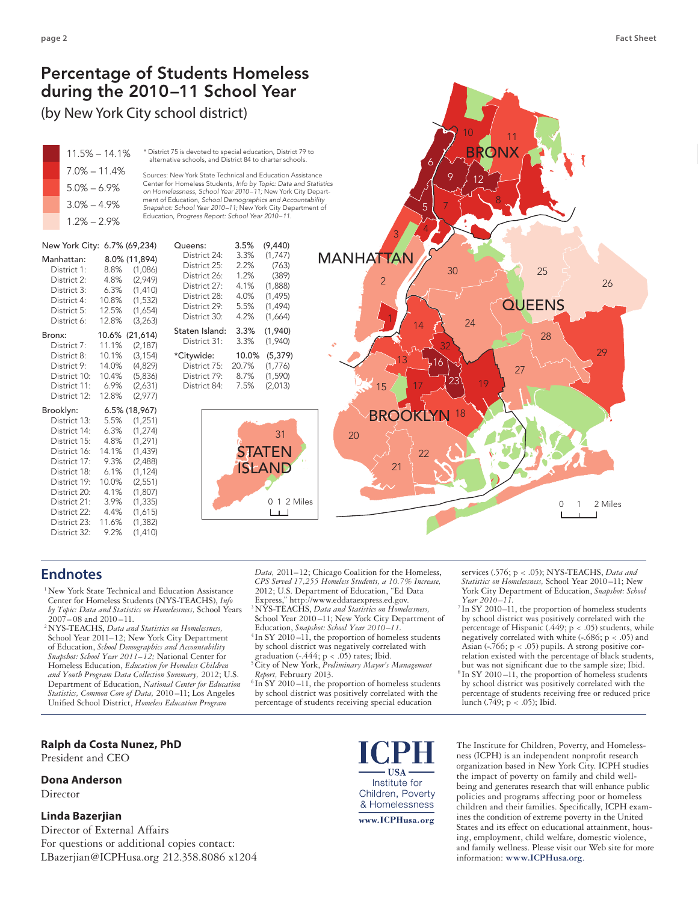# Percentage of Students Homeless during the 2010–11 School Year

(by New York City school district)

11.5% – 14.1%
7.0% – 11.4%
5.0% – 6.9%
3.0% – 4.9%
1.2% – 2.9%

\* District 75 is devoted to special education, District 79 to alternative schools, and District 84 to charter schools.

Sources: New York State Technical and Education Assistance Center for Homeless Students, *Info by Topic: Data and Statistics on Homelessness, School Year 2010–11;* New York City Department of Education, *School Demographics and Accountability Snapshot: School Year 2010–11;* New York City Department of Education, *Progress Report: School Year 2010–11.*

| | | |
|---|---|---|
| New York City: | 6.7% | (69,234) |
| Manhattan: | 8.0% | (11,894) |
| District 1: | 8.8% | (1,086) |
| District 2: | 4.8% | (2,949) |
| District 3: | 6.3% | (1,410) |
| District 4: | 10.8% | (1,532) |
| District 5: | 12.5% | (1,654) |
| District 6: | 12.8% | (3,263) |
| Bronx: | 10.6% | (21,614) |
| District 7: | 11.1% | (2,187) |
| District 8: | 10.1% | (3,154) |
| District 9: | 14.0% | (4,829) |
| District 10: | 10.4% | (5,836) |
| District 11: | 6.9% | (2,631) |
| District 12: | 12.8% | (2,977) |
| Brooklyn: | 6.5% | (18,967) |
| District 13: | 5.5% | (1,251) |
| District 14: | 6.3% | (1,274) |
| District 15: | 4.8% | (1,291) |
| District 16: | 14.1% | (1,439) |
| District 17: | 9.3% | (2,488) |
| District 18: | 6.1% | (1,124) |
| District 19: | 10.0% | (2,551) |
| District 20: | 4.1% | (1,807) |
| District 21: | 3.9% | (1,335) |
| District 22: | 4.4% | (1,615) |
| District 23: | 11.6% | (1,382) |
| District 32: | 9.2% | (1,410) |
| Queens: | 3.5% | (9,440) |
| District 24: | 3.3% | (1,747) |
| District 25: | 2.2% | (763) |
| District 26: | 1.2% | (389) |
| District 27: | 4.1% | (1,888) |
| District 28: | 4.0% | (1,495) |
| District 29: | 5.5% | (1,494) |
| District 30: | 4.2% | (1,664) |
| Staten Island: | 3.3% | (1,940) |
| District 31: | 3.3% | (1,940) |
| \*Citywide: | 10.0% | (5,379) |
| District 75: | 20.7% | (1,776) |
| District 79: | 8.7% | (1,590) |
| District 84: | 7.5% | (2,013) |

BRONX
MANHATTAN
QUEENS
BROOKLYN
STATEN ISLAND
0 1 2 Miles

## Endnotes

[1] New York State Technical and Education Assistance Center for Homeless Students (NYS-TEACHS), *Info by Topic: Data and Statistics on Homelessness,* School Years 2007–08 and 2010–11.

[2] NYS-TEACHS, *Data and Statistics on Homelessness,* School Year 2011–12; New York City Department of Education, *School Demographics and Accountability Snapshot: School Year 2011–12;* National Center for Homeless Education, *Education for Homeless Children and Youth Program Data Collection Summary,* 2012; U.S. Department of Education, *National Center for Education Statistics, Common Core of Data,* 2010–11; Los Angeles Unified School District, *Homeless Education Program Data,* 2011–12; Chicago Coalition for the Homeless, *CPS Served 17,255 Homeless Students, a 10.7% Increase,* 2012; U.S. Department of Education, "Ed Data Express," http://www.eddataexpress.ed.gov.

[3] NYS-TEACHS, *Data and Statistics on Homelessness,* School Year 2010–11; New York City Department of Education, *Snapshot: School Year 2010–11.*

[4] In SY 2010–11, the proportion of homeless students by school district was negatively correlated with graduation (-.444; p < .05) rates; Ibid.

[5] City of New York, *Preliminary Mayor's Management Report,* February 2013.

[6] In SY 2010–11, the proportion of homeless students by school district was positively correlated with the percentage of students receiving special education services (.576; p < .05); NYS-TEACHS, *Data and Statistics on Homelessness,* School Year 2010–11; New York City Department of Education, *Snapshot: School Year 2010–11.*

[7] In SY 2010–11, the proportion of homeless students by school district was positively correlated with the percentage of Hispanic (.449; p < .05) students, while negatively correlated with white (-.686; p < .05) and Asian (-.766; p < .05) pupils. A strong positive correlation existed with the percentage of black students, but was not significant due to the sample size; Ibid.

[8] In SY 2010–11, the proportion of homeless students by school district was positively correlated with the percentage of students receiving free or reduced price lunch (.749; p < .05); Ibid.

**Ralph da Costa Nunez, PhD**
President and CEO

**Dona Anderson**
Director

**Linda Bazerjian**
Director of External Affairs
For questions or additional copies contact:
LBazerjian@ICPHusa.org 212.358.8086 x1204

ICPH USA
Institute for Children, Poverty & Homelessness
www.ICPHusa.org

The Institute for Children, Poverty, and Homelessness (ICPH) is an independent nonprofit research organization based in New York City. ICPH studies the impact of poverty on family and child well-being and generates research that will enhance public policies and programs affecting poor or homeless children and their families. Specifically, ICPH examines the condition of extreme poverty in the United States and its effect on educational attainment, housing, employment, child welfare, domestic violence, and family wellness. Please visit our Web site for more information: **www.ICPHusa.org**.